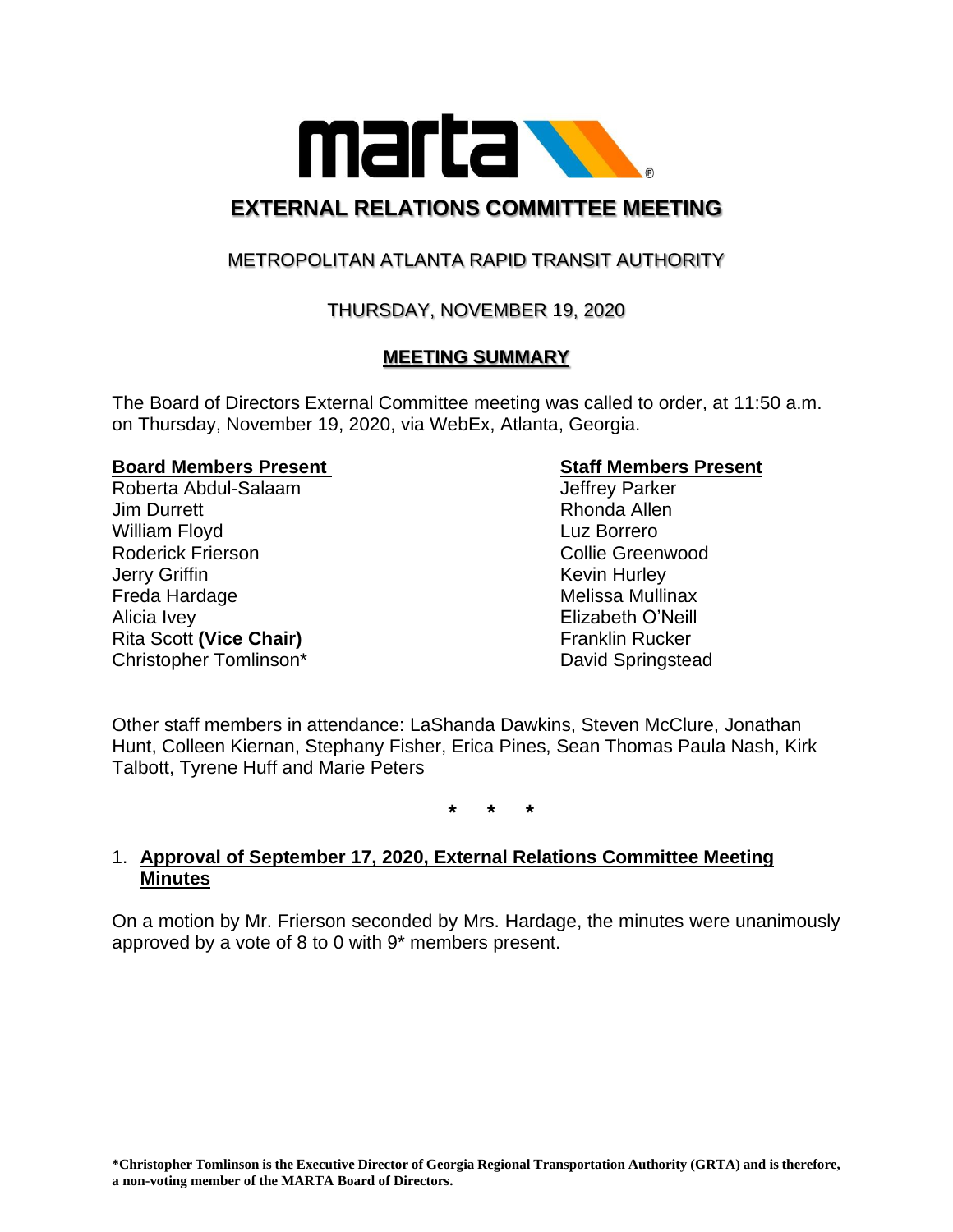# EXTERNAL RELATIONS COMMITTEE MEETING

## METROPOLITAN ATLANTA RAPID TRANSIT AUTHORITY

### THURSDAY, NOVEMBER 19, 2020

### MEETING SUMMARY

The Board of Directors External Committee meeting was called to order, at 11:50 a.m. on Thursday, November 19, 2020, via WebEx, Atlanta, Georgia.

| Board Members Present | Staff Members Present |
| --- | --- |
| Roberta Abdul-Salaam | Jeffrey Parker |
| Jim Durrett | Rhonda Allen |
| William Floyd | Luz Borrero |
| Roderick Frierson | Collie Greenwood |
| Jerry Griffin | Kevin Hurley |
| Freda Hardage | Melissa Mullinax |
| Alicia Ivey | Elizabeth O'Neill |
| Rita Scott **(Vice Chair)** | Franklin Rucker |
| Christopher Tomlinson* | David Springstead |

Other staff members in attendance: LaShanda Dawkins, Steven McClure, Jonathan Hunt, Colleen Kiernan, Stephany Fisher, Erica Pines, Sean Thomas Paula Nash, Kirk Talbott, Tyrene Huff and Marie Peters

\* \* \*

1. **Approval of September 17, 2020, External Relations Committee Meeting Minutes**

On a motion by Mr. Frierson seconded by Mrs. Hardage, the minutes were unanimously approved by a vote of 8 to 0 with 9* members present.

**\*Christopher Tomlinson is the Executive Director of Georgia Regional Transportation Authority (GRTA) and is therefore, a non-voting member of the MARTA Board of Directors.**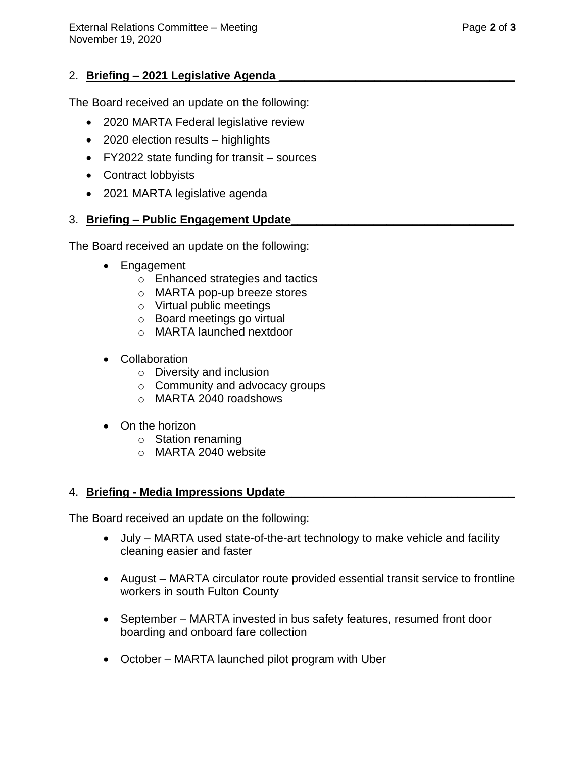## 2. **Briefing – 2021 Legislative Agenda**

The Board received an update on the following:

- 2020 MARTA Federal legislative review
- 2020 election results – highlights
- FY2022 state funding for transit – sources
- Contract lobbyists
- 2021 MARTA legislative agenda

## 3. **Briefing – Public Engagement Update**

The Board received an update on the following:

- Engagement
  - Enhanced strategies and tactics
  - MARTA pop-up breeze stores
  - Virtual public meetings
  - Board meetings go virtual
  - MARTA launched nextdoor

- Collaboration
  - Diversity and inclusion
  - Community and advocacy groups
  - MARTA 2040 roadshows

- On the horizon
  - Station renaming
  - MARTA 2040 website

## 4. **Briefing - Media Impressions Update**

The Board received an update on the following:

- July – MARTA used state-of-the-art technology to make vehicle and facility cleaning easier and faster

- August – MARTA circulator route provided essential transit service to frontline workers in south Fulton County

- September – MARTA invested in bus safety features, resumed front door boarding and onboard fare collection

- October – MARTA launched pilot program with Uber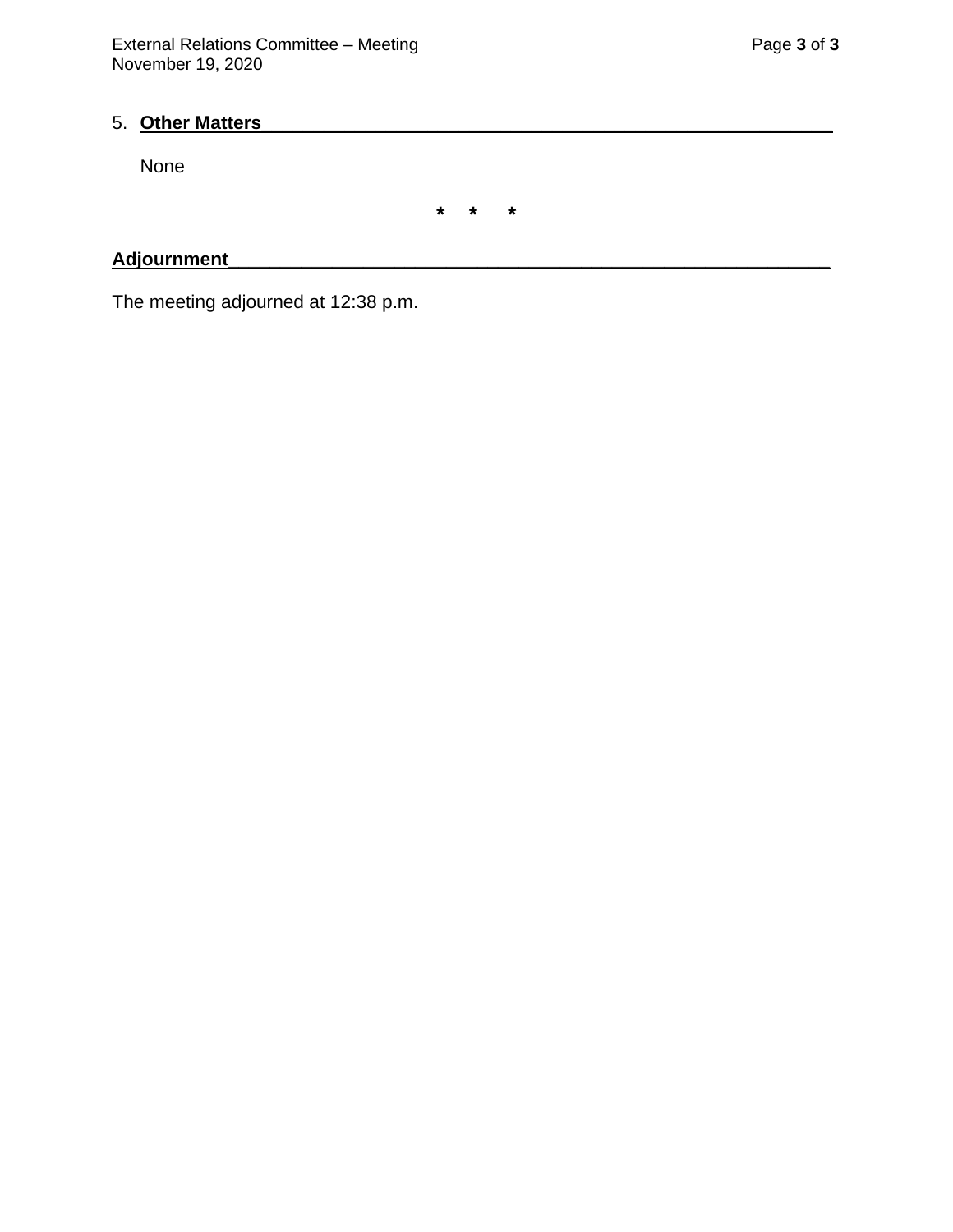5. **Other Matters**

None

\*    \*    \*

**Adjournment**

The meeting adjourned at 12:38 p.m.